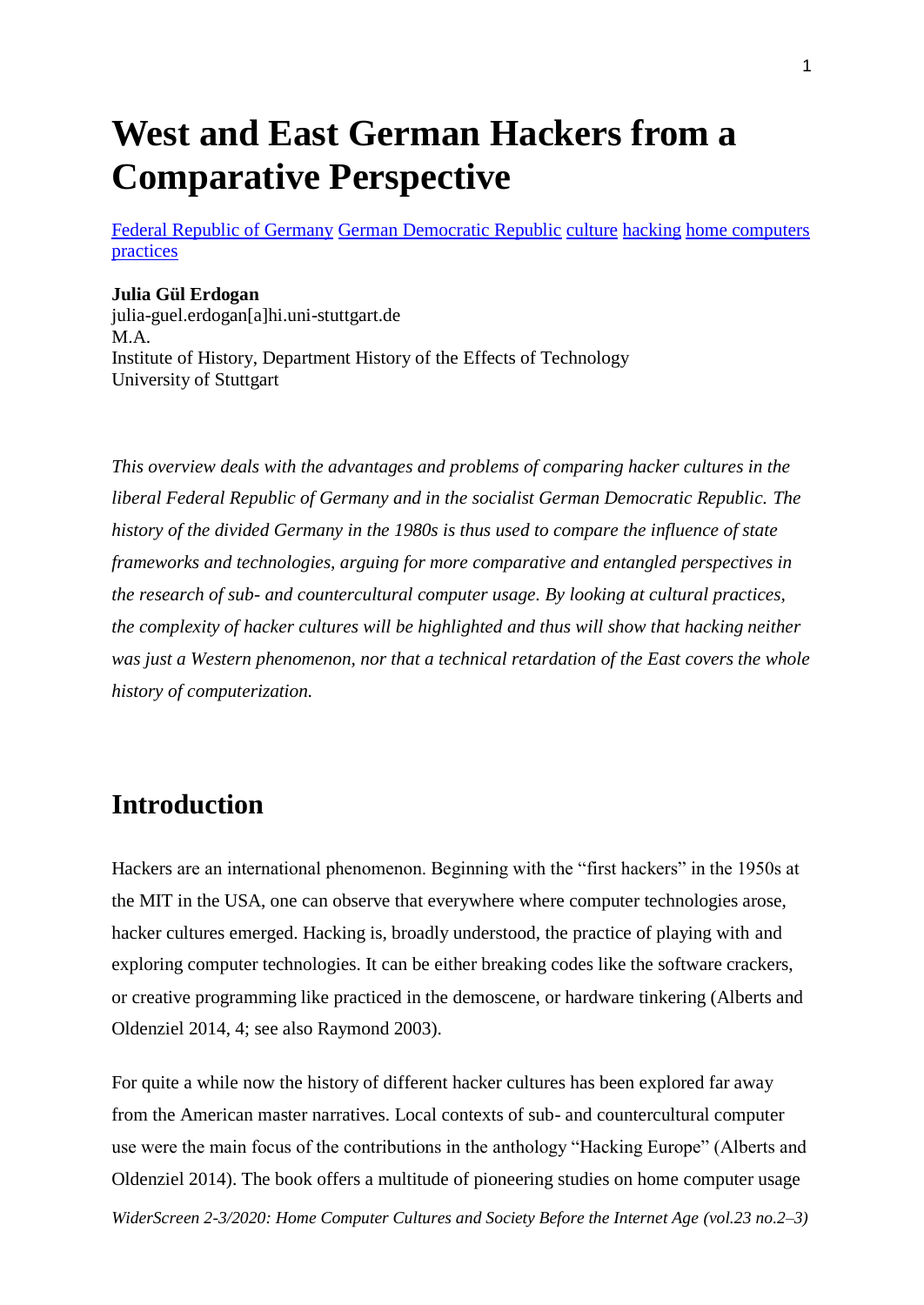# West and East German Hackers from a Comparative Perspective

[Federal Republic of Germany](#) [German Democratic Republic](#) [culture](#) [hacking](#) [home computers](#) [practices](#)

**Julia Gül Erdogan**
julia-guel.erdogan[a]hi.uni-stuttgart.de
M.A.
Institute of History, Department History of the Effects of Technology
University of Stuttgart

*This overview deals with the advantages and problems of comparing hacker cultures in the liberal Federal Republic of Germany and in the socialist German Democratic Republic. The history of the divided Germany in the 1980s is thus used to compare the influence of state frameworks and technologies, arguing for more comparative and entangled perspectives in the research of sub- and countercultural computer usage. By looking at cultural practices, the complexity of hacker cultures will be highlighted and thus will show that hacking neither was just a Western phenomenon, nor that a technical retardation of the East covers the whole history of computerization.*

## Introduction

Hackers are an international phenomenon. Beginning with the "first hackers" in the 1950s at the MIT in the USA, one can observe that everywhere where computer technologies arose, hacker cultures emerged. Hacking is, broadly understood, the practice of playing with and exploring computer technologies. It can be either breaking codes like the software crackers, or creative programming like practiced in the demoscene, or hardware tinkering (Alberts and Oldenziel 2014, 4; see also Raymond 2003).

For quite a while now the history of different hacker cultures has been explored far away from the American master narratives. Local contexts of sub- and countercultural computer use were the main focus of the contributions in the anthology "Hacking Europe" (Alberts and Oldenziel 2014). The book offers a multitude of pioneering studies on home computer usage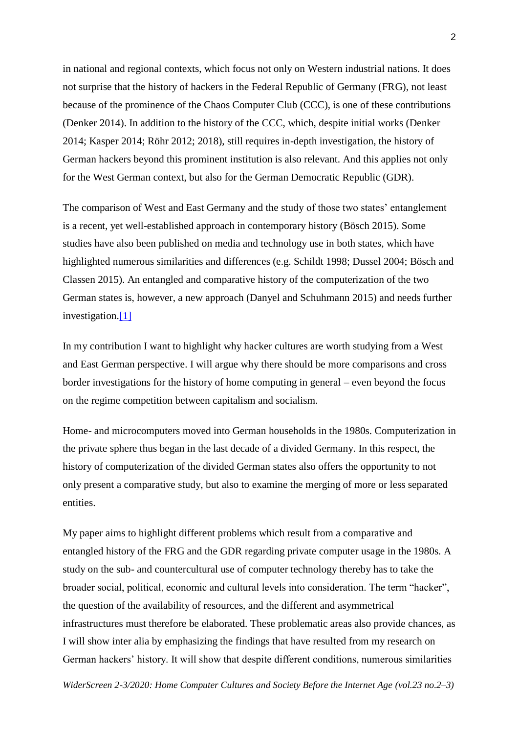in national and regional contexts, which focus not only on Western industrial nations. It does not surprise that the history of hackers in the Federal Republic of Germany (FRG), not least because of the prominence of the Chaos Computer Club (CCC), is one of these contributions (Denker 2014). In addition to the history of the CCC, which, despite initial works (Denker 2014; Kasper 2014; Röhr 2012; 2018), still requires in-depth investigation, the history of German hackers beyond this prominent institution is also relevant. And this applies not only for the West German context, but also for the German Democratic Republic (GDR).

The comparison of West and East Germany and the study of those two states' entanglement is a recent, yet well-established approach in contemporary history (Bösch 2015). Some studies have also been published on media and technology use in both states, which have highlighted numerous similarities and differences (e.g. Schildt 1998; Dussel 2004; Bösch and Classen 2015). An entangled and comparative history of the computerization of the two German states is, however, a new approach (Danyel and Schuhmann 2015) and needs further investigation.[1]

In my contribution I want to highlight why hacker cultures are worth studying from a West and East German perspective. I will argue why there should be more comparisons and cross border investigations for the history of home computing in general – even beyond the focus on the regime competition between capitalism and socialism.

Home- and microcomputers moved into German households in the 1980s. Computerization in the private sphere thus began in the last decade of a divided Germany. In this respect, the history of computerization of the divided German states also offers the opportunity to not only present a comparative study, but also to examine the merging of more or less separated entities.

My paper aims to highlight different problems which result from a comparative and entangled history of the FRG and the GDR regarding private computer usage in the 1980s. A study on the sub- and countercultural use of computer technology thereby has to take the broader social, political, economic and cultural levels into consideration. The term "hacker", the question of the availability of resources, and the different and asymmetrical infrastructures must therefore be elaborated. These problematic areas also provide chances, as I will show inter alia by emphasizing the findings that have resulted from my research on German hackers' history. It will show that despite different conditions, numerous similarities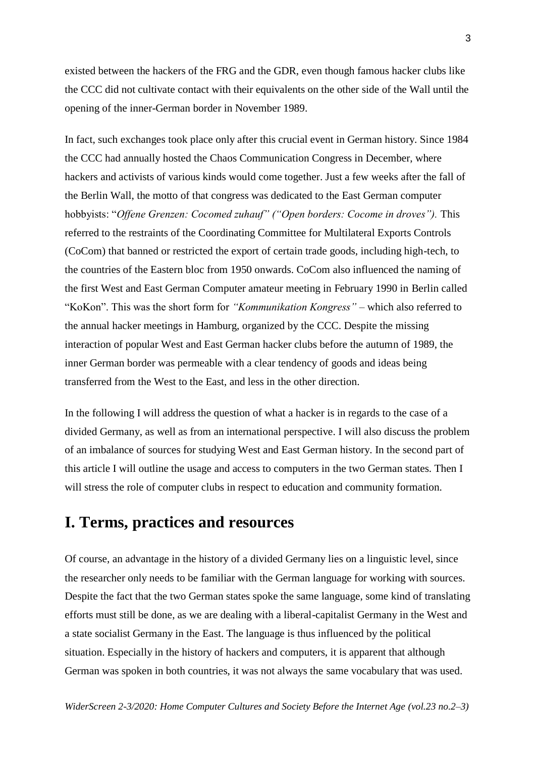existed between the hackers of the FRG and the GDR, even though famous hacker clubs like the CCC did not cultivate contact with their equivalents on the other side of the Wall until the opening of the inner-German border in November 1989.

In fact, such exchanges took place only after this crucial event in German history. Since 1984 the CCC had annually hosted the Chaos Communication Congress in December, where hackers and activists of various kinds would come together. Just a few weeks after the fall of the Berlin Wall, the motto of that congress was dedicated to the East German computer hobbyists: "*Offene Grenzen: Cocomed zuhauf" ("Open borders: Cocome in droves").* This referred to the restraints of the Coordinating Committee for Multilateral Exports Controls (CoCom) that banned or restricted the export of certain trade goods, including high-tech, to the countries of the Eastern bloc from 1950 onwards. CoCom also influenced the naming of the first West and East German Computer amateur meeting in February 1990 in Berlin called "KoKon". This was the short form for *"Kommunikation Kongress"* – which also referred to the annual hacker meetings in Hamburg, organized by the CCC. Despite the missing interaction of popular West and East German hacker clubs before the autumn of 1989, the inner German border was permeable with a clear tendency of goods and ideas being transferred from the West to the East, and less in the other direction.

In the following I will address the question of what a hacker is in regards to the case of a divided Germany, as well as from an international perspective. I will also discuss the problem of an imbalance of sources for studying West and East German history. In the second part of this article I will outline the usage and access to computers in the two German states. Then I will stress the role of computer clubs in respect to education and community formation.

## I. Terms, practices and resources

Of course, an advantage in the history of a divided Germany lies on a linguistic level, since the researcher only needs to be familiar with the German language for working with sources. Despite the fact that the two German states spoke the same language, some kind of translating efforts must still be done, as we are dealing with a liberal-capitalist Germany in the West and a state socialist Germany in the East. The language is thus influenced by the political situation. Especially in the history of hackers and computers, it is apparent that although German was spoken in both countries, it was not always the same vocabulary that was used.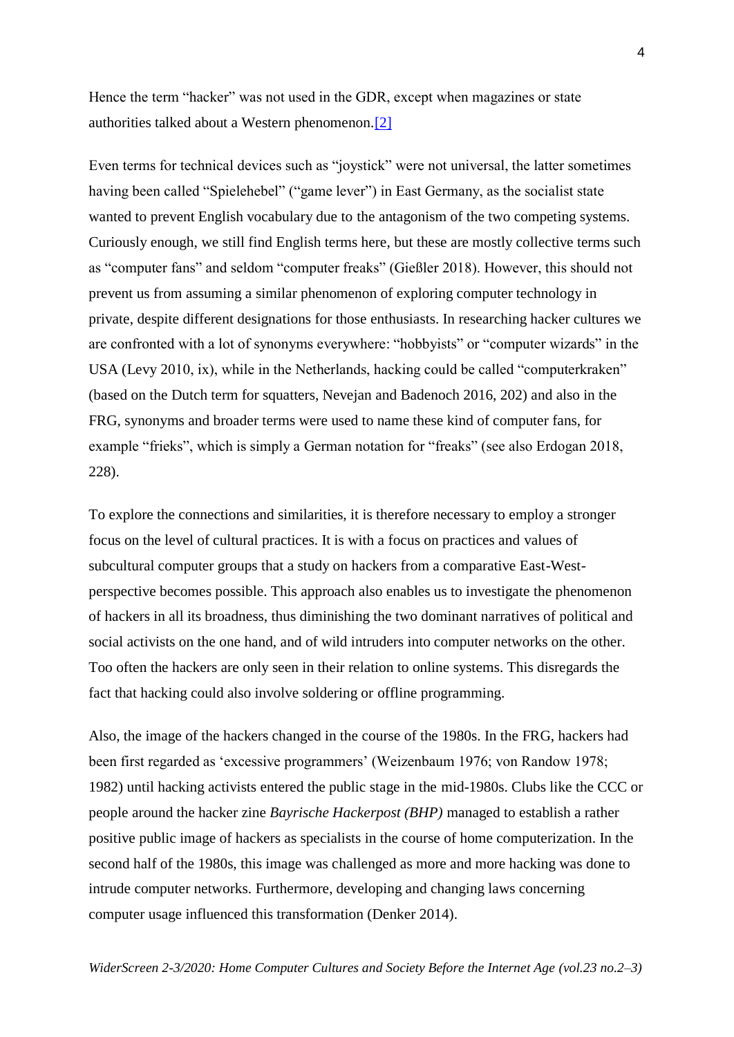Hence the term "hacker" was not used in the GDR, except when magazines or state authorities talked about a Western phenomenon.[2]

Even terms for technical devices such as "joystick" were not universal, the latter sometimes having been called "Spielehebel" ("game lever") in East Germany, as the socialist state wanted to prevent English vocabulary due to the antagonism of the two competing systems. Curiously enough, we still find English terms here, but these are mostly collective terms such as "computer fans" and seldom "computer freaks" (Gießler 2018). However, this should not prevent us from assuming a similar phenomenon of exploring computer technology in private, despite different designations for those enthusiasts. In researching hacker cultures we are confronted with a lot of synonyms everywhere: "hobbyists" or "computer wizards" in the USA (Levy 2010, ix), while in the Netherlands, hacking could be called "computerkraken" (based on the Dutch term for squatters, Nevejan and Badenoch 2016, 202) and also in the FRG, synonyms and broader terms were used to name these kind of computer fans, for example "frieks", which is simply a German notation for "freaks" (see also Erdogan 2018, 228).

To explore the connections and similarities, it is therefore necessary to employ a stronger focus on the level of cultural practices. It is with a focus on practices and values of subcultural computer groups that a study on hackers from a comparative East-West-perspective becomes possible. This approach also enables us to investigate the phenomenon of hackers in all its broadness, thus diminishing the two dominant narratives of political and social activists on the one hand, and of wild intruders into computer networks on the other. Too often the hackers are only seen in their relation to online systems. This disregards the fact that hacking could also involve soldering or offline programming.

Also, the image of the hackers changed in the course of the 1980s. In the FRG, hackers had been first regarded as 'excessive programmers' (Weizenbaum 1976; von Randow 1978; 1982) until hacking activists entered the public stage in the mid-1980s. Clubs like the CCC or people around the hacker zine *Bayrische Hackerpost (BHP)* managed to establish a rather positive public image of hackers as specialists in the course of home computerization. In the second half of the 1980s, this image was challenged as more and more hacking was done to intrude computer networks. Furthermore, developing and changing laws concerning computer usage influenced this transformation (Denker 2014).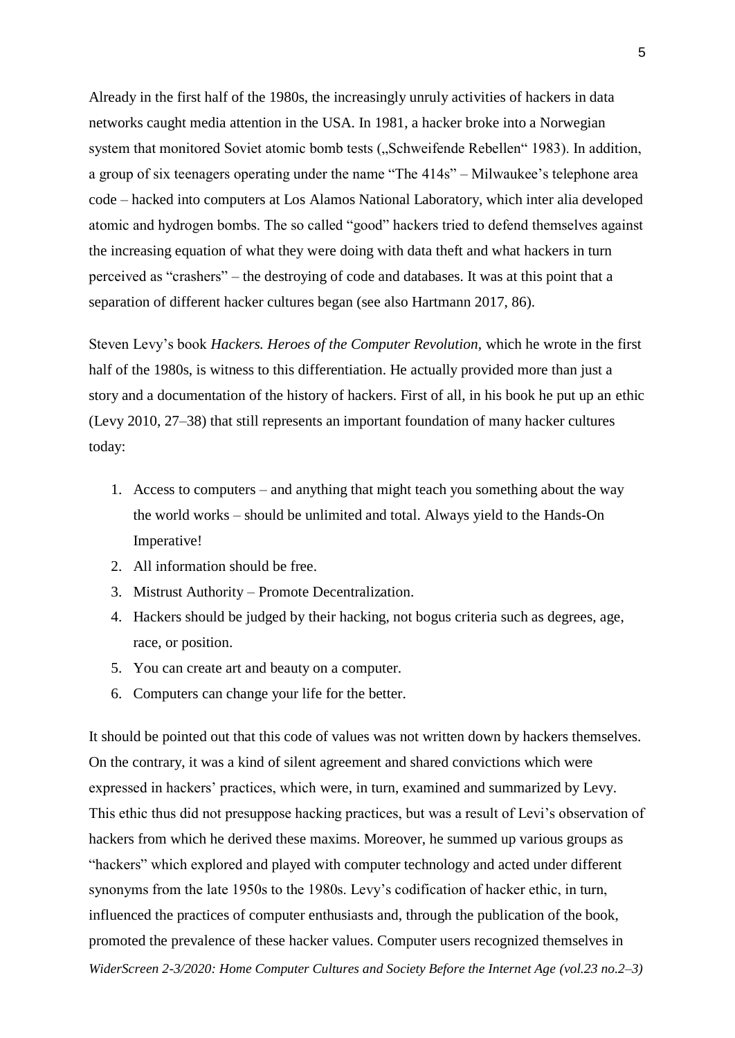Already in the first half of the 1980s, the increasingly unruly activities of hackers in data networks caught media attention in the USA. In 1981, a hacker broke into a Norwegian system that monitored Soviet atomic bomb tests („Schweifende Rebellen“ 1983). In addition, a group of six teenagers operating under the name “The 414s” – Milwaukee’s telephone area code – hacked into computers at Los Alamos National Laboratory, which inter alia developed atomic and hydrogen bombs. The so called “good” hackers tried to defend themselves against the increasing equation of what they were doing with data theft and what hackers in turn perceived as “crashers” – the destroying of code and databases. It was at this point that a separation of different hacker cultures began (see also Hartmann 2017, 86).

Steven Levy’s book *Hackers. Heroes of the Computer Revolution,* which he wrote in the first half of the 1980s, is witness to this differentiation. He actually provided more than just a story and a documentation of the history of hackers. First of all, in his book he put up an ethic (Levy 2010, 27–38) that still represents an important foundation of many hacker cultures today:

1. Access to computers – and anything that might teach you something about the way the world works – should be unlimited and total. Always yield to the Hands-On Imperative!
2. All information should be free.
3. Mistrust Authority – Promote Decentralization.
4. Hackers should be judged by their hacking, not bogus criteria such as degrees, age, race, or position.
5. You can create art and beauty on a computer.
6. Computers can change your life for the better.

It should be pointed out that this code of values was not written down by hackers themselves. On the contrary, it was a kind of silent agreement and shared convictions which were expressed in hackers’ practices, which were, in turn, examined and summarized by Levy. This ethic thus did not presuppose hacking practices, but was a result of Levi’s observation of hackers from which he derived these maxims. Moreover, he summed up various groups as “hackers” which explored and played with computer technology and acted under different synonyms from the late 1950s to the 1980s. Levy’s codification of hacker ethic, in turn, influenced the practices of computer enthusiasts and, through the publication of the book, promoted the prevalence of these hacker values. Computer users recognized themselves in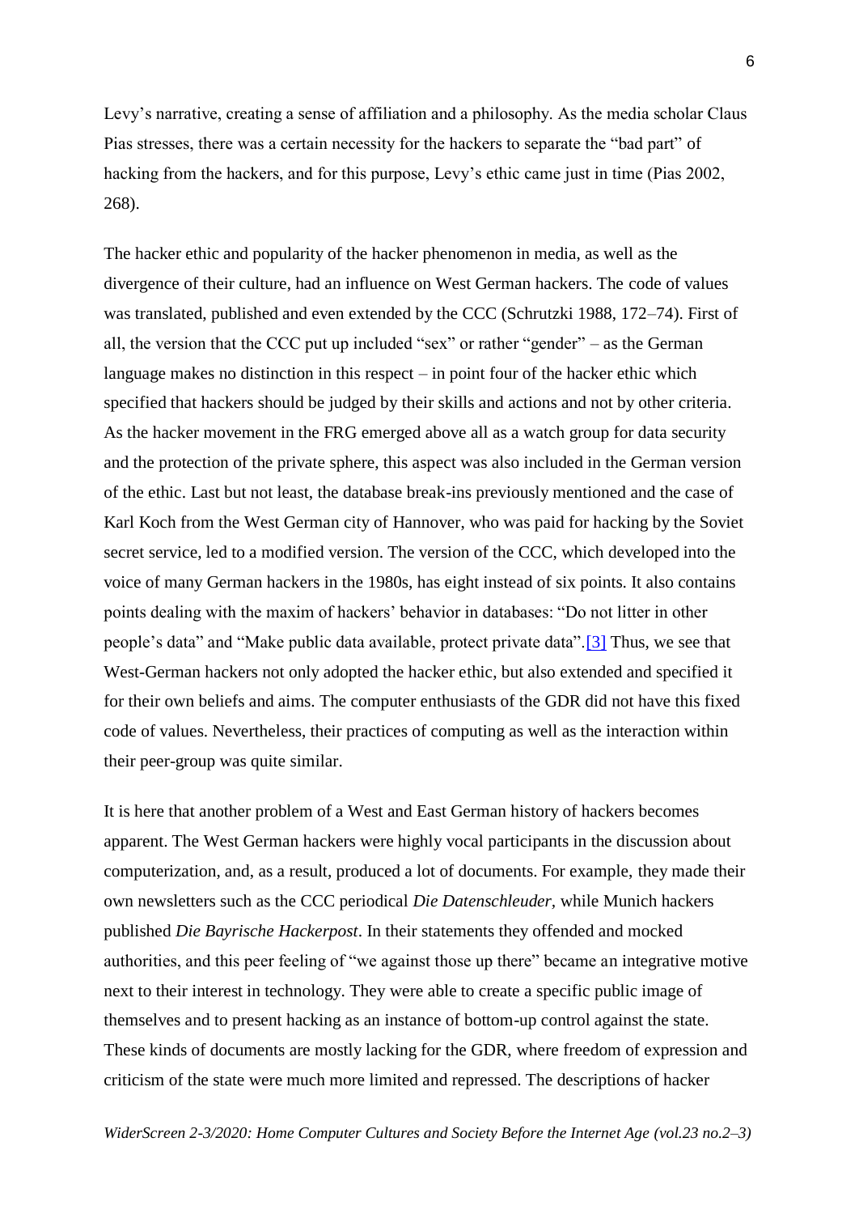Levy's narrative, creating a sense of affiliation and a philosophy. As the media scholar Claus Pias stresses, there was a certain necessity for the hackers to separate the "bad part" of hacking from the hackers, and for this purpose, Levy's ethic came just in time (Pias 2002, 268).

The hacker ethic and popularity of the hacker phenomenon in media, as well as the divergence of their culture, had an influence on West German hackers. The code of values was translated, published and even extended by the CCC (Schrutzki 1988, 172–74). First of all, the version that the CCC put up included "sex" or rather "gender" – as the German language makes no distinction in this respect – in point four of the hacker ethic which specified that hackers should be judged by their skills and actions and not by other criteria. As the hacker movement in the FRG emerged above all as a watch group for data security and the protection of the private sphere, this aspect was also included in the German version of the ethic. Last but not least, the database break-ins previously mentioned and the case of Karl Koch from the West German city of Hannover, who was paid for hacking by the Soviet secret service, led to a modified version. The version of the CCC, which developed into the voice of many German hackers in the 1980s, has eight instead of six points. It also contains points dealing with the maxim of hackers' behavior in databases: "Do not litter in other people's data" and "Make public data available, protect private data".[3] Thus, we see that West-German hackers not only adopted the hacker ethic, but also extended and specified it for their own beliefs and aims. The computer enthusiasts of the GDR did not have this fixed code of values. Nevertheless, their practices of computing as well as the interaction within their peer-group was quite similar.

It is here that another problem of a West and East German history of hackers becomes apparent. The West German hackers were highly vocal participants in the discussion about computerization, and, as a result, produced a lot of documents. For example, they made their own newsletters such as the CCC periodical *Die Datenschleuder*, while Munich hackers published *Die Bayrische Hackerpost*. In their statements they offended and mocked authorities, and this peer feeling of "we against those up there" became an integrative motive next to their interest in technology. They were able to create a specific public image of themselves and to present hacking as an instance of bottom-up control against the state. These kinds of documents are mostly lacking for the GDR, where freedom of expression and criticism of the state were much more limited and repressed. The descriptions of hacker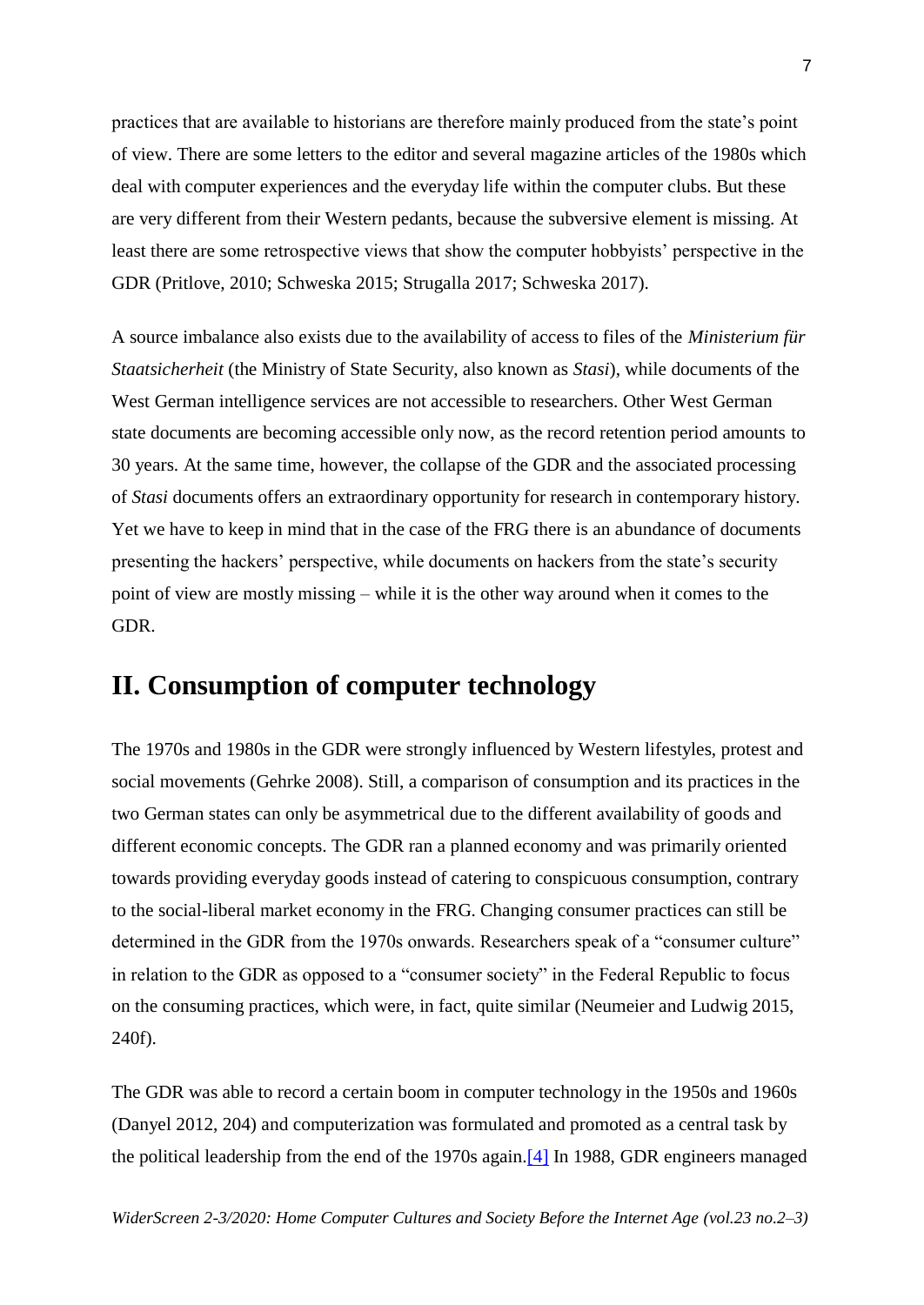practices that are available to historians are therefore mainly produced from the state's point of view. There are some letters to the editor and several magazine articles of the 1980s which deal with computer experiences and the everyday life within the computer clubs. But these are very different from their Western pedants, because the subversive element is missing. At least there are some retrospective views that show the computer hobbyists' perspective in the GDR (Pritlove, 2010; Schweska 2015; Strugalla 2017; Schweska 2017).

A source imbalance also exists due to the availability of access to files of the *Ministerium für Staatsicherheit* (the Ministry of State Security, also known as *Stasi*), while documents of the West German intelligence services are not accessible to researchers. Other West German state documents are becoming accessible only now, as the record retention period amounts to 30 years. At the same time, however, the collapse of the GDR and the associated processing of *Stasi* documents offers an extraordinary opportunity for research in contemporary history. Yet we have to keep in mind that in the case of the FRG there is an abundance of documents presenting the hackers' perspective, while documents on hackers from the state's security point of view are mostly missing – while it is the other way around when it comes to the GDR.

## II. Consumption of computer technology

The 1970s and 1980s in the GDR were strongly influenced by Western lifestyles, protest and social movements (Gehrke 2008). Still, a comparison of consumption and its practices in the two German states can only be asymmetrical due to the different availability of goods and different economic concepts. The GDR ran a planned economy and was primarily oriented towards providing everyday goods instead of catering to conspicuous consumption, contrary to the social-liberal market economy in the FRG. Changing consumer practices can still be determined in the GDR from the 1970s onwards. Researchers speak of a "consumer culture" in relation to the GDR as opposed to a "consumer society" in the Federal Republic to focus on the consuming practices, which were, in fact, quite similar (Neumeier and Ludwig 2015, 240f).

The GDR was able to record a certain boom in computer technology in the 1950s and 1960s (Danyel 2012, 204) and computerization was formulated and promoted as a central task by the political leadership from the end of the 1970s again.[4] In 1988, GDR engineers managed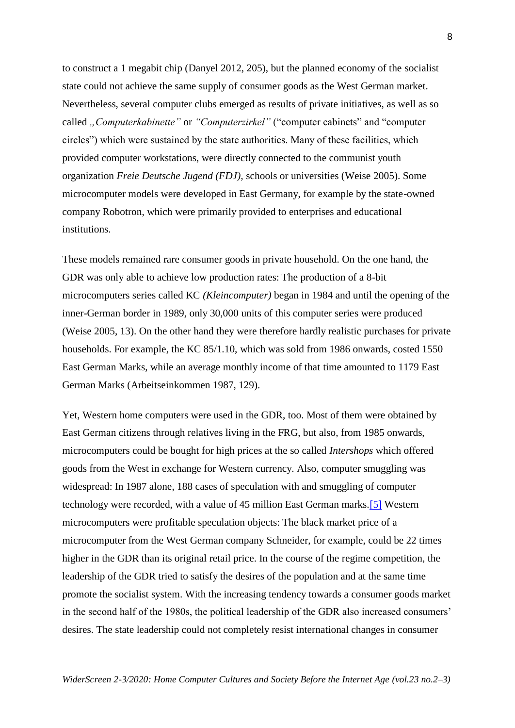to construct a 1 megabit chip (Danyel 2012, 205), but the planned economy of the socialist state could not achieve the same supply of consumer goods as the West German market. Nevertheless, several computer clubs emerged as results of private initiatives, as well as so called *„Computerkabinette"* or *"Computerzirkel"* ("computer cabinets" and "computer circles") which were sustained by the state authorities. Many of these facilities, which provided computer workstations, were directly connected to the communist youth organization *Freie Deutsche Jugend (FDJ),* schools or universities (Weise 2005). Some microcomputer models were developed in East Germany, for example by the state-owned company Robotron, which were primarily provided to enterprises and educational institutions.

These models remained rare consumer goods in private household. On the one hand, the GDR was only able to achieve low production rates: The production of a 8-bit microcomputers series called KC *(Kleincomputer)* began in 1984 and until the opening of the inner-German border in 1989, only 30,000 units of this computer series were produced (Weise 2005, 13). On the other hand they were therefore hardly realistic purchases for private households. For example, the KC 85/1.10, which was sold from 1986 onwards, costed 1550 East German Marks, while an average monthly income of that time amounted to 1179 East German Marks (Arbeitseinkommen 1987, 129).

Yet, Western home computers were used in the GDR, too. Most of them were obtained by East German citizens through relatives living in the FRG, but also, from 1985 onwards, microcomputers could be bought for high prices at the so called *Intershops* which offered goods from the West in exchange for Western currency. Also, computer smuggling was widespread: In 1987 alone, 188 cases of speculation with and smuggling of computer technology were recorded, with a value of 45 million East German marks.[5] Western microcomputers were profitable speculation objects: The black market price of a microcomputer from the West German company Schneider, for example, could be 22 times higher in the GDR than its original retail price. In the course of the regime competition, the leadership of the GDR tried to satisfy the desires of the population and at the same time promote the socialist system. With the increasing tendency towards a consumer goods market in the second half of the 1980s, the political leadership of the GDR also increased consumers' desires. The state leadership could not completely resist international changes in consumer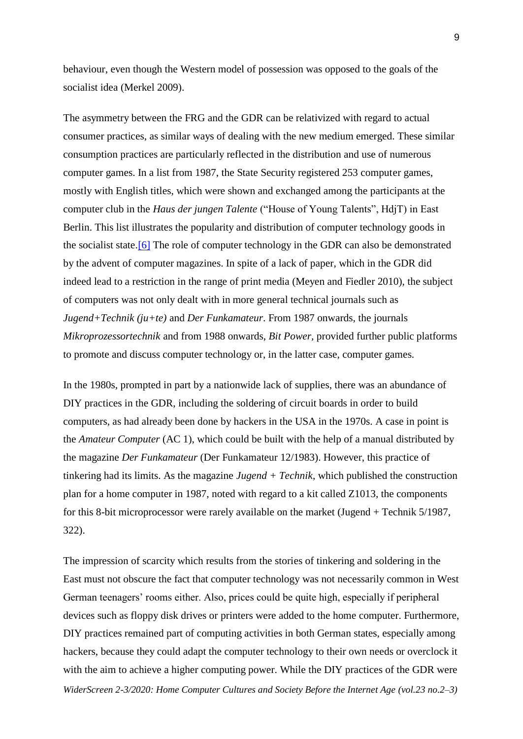behaviour, even though the Western model of possession was opposed to the goals of the socialist idea (Merkel 2009).

The asymmetry between the FRG and the GDR can be relativized with regard to actual consumer practices, as similar ways of dealing with the new medium emerged. These similar consumption practices are particularly reflected in the distribution and use of numerous computer games. In a list from 1987, the State Security registered 253 computer games, mostly with English titles, which were shown and exchanged among the participants at the computer club in the *Haus der jungen Talente* ("House of Young Talents", HdjT) in East Berlin. This list illustrates the popularity and distribution of computer technology goods in the socialist state.[6] The role of computer technology in the GDR can also be demonstrated by the advent of computer magazines. In spite of a lack of paper, which in the GDR did indeed lead to a restriction in the range of print media (Meyen and Fiedler 2010), the subject of computers was not only dealt with in more general technical journals such as *Jugend+Technik (ju+te)* and *Der Funkamateur*. From 1987 onwards, the journals *Mikroprozessortechnik* and from 1988 onwards, *Bit Power*, provided further public platforms to promote and discuss computer technology or, in the latter case, computer games.

In the 1980s, prompted in part by a nationwide lack of supplies, there was an abundance of DIY practices in the GDR, including the soldering of circuit boards in order to build computers, as had already been done by hackers in the USA in the 1970s. A case in point is the *Amateur Computer* (AC 1), which could be built with the help of a manual distributed by the magazine *Der Funkamateur* (Der Funkamateur 12/1983). However, this practice of tinkering had its limits. As the magazine *Jugend + Technik*, which published the construction plan for a home computer in 1987, noted with regard to a kit called Z1013, the components for this 8-bit microprocessor were rarely available on the market (Jugend + Technik 5/1987, 322).

The impression of scarcity which results from the stories of tinkering and soldering in the East must not obscure the fact that computer technology was not necessarily common in West German teenagers' rooms either. Also, prices could be quite high, especially if peripheral devices such as floppy disk drives or printers were added to the home computer. Furthermore, DIY practices remained part of computing activities in both German states, especially among hackers, because they could adapt the computer technology to their own needs or overclock it with the aim to achieve a higher computing power. While the DIY practices of the GDR were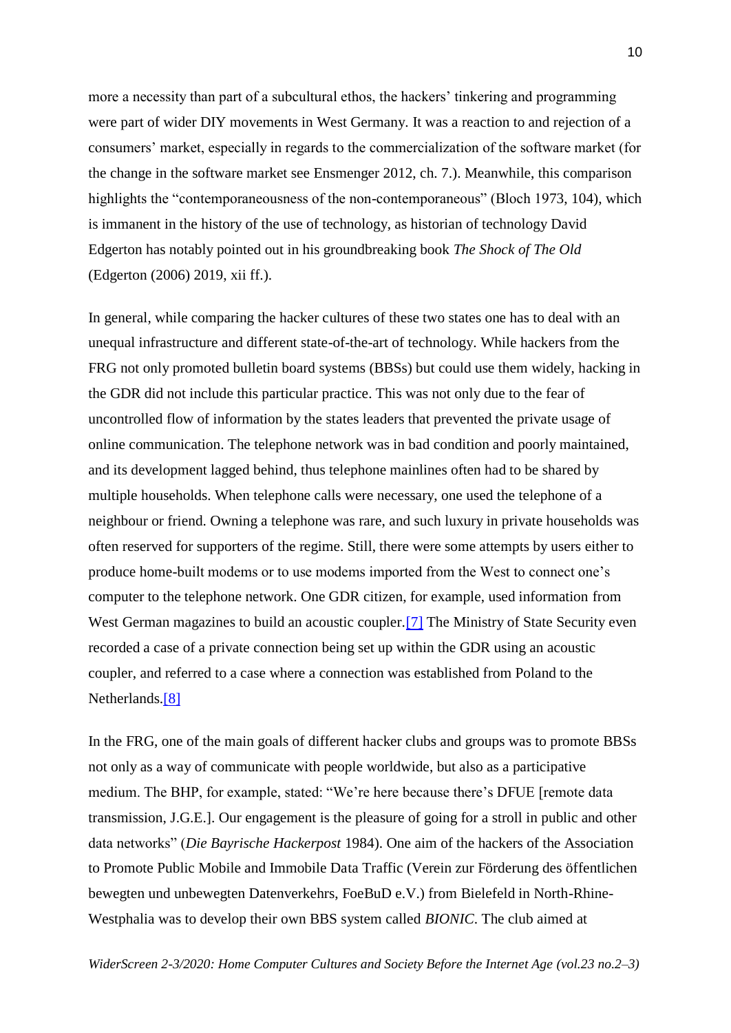more a necessity than part of a subcultural ethos, the hackers' tinkering and programming were part of wider DIY movements in West Germany. It was a reaction to and rejection of a consumers' market, especially in regards to the commercialization of the software market (for the change in the software market see Ensmenger 2012, ch. 7.). Meanwhile, this comparison highlights the "contemporaneousness of the non-contemporaneous" (Bloch 1973, 104), which is immanent in the history of the use of technology, as historian of technology David Edgerton has notably pointed out in his groundbreaking book *The Shock of The Old* (Edgerton (2006) 2019, xii ff.).

In general, while comparing the hacker cultures of these two states one has to deal with an unequal infrastructure and different state-of-the-art of technology. While hackers from the FRG not only promoted bulletin board systems (BBSs) but could use them widely, hacking in the GDR did not include this particular practice. This was not only due to the fear of uncontrolled flow of information by the states leaders that prevented the private usage of online communication. The telephone network was in bad condition and poorly maintained, and its development lagged behind, thus telephone mainlines often had to be shared by multiple households. When telephone calls were necessary, one used the telephone of a neighbour or friend. Owning a telephone was rare, and such luxury in private households was often reserved for supporters of the regime. Still, there were some attempts by users either to produce home-built modems or to use modems imported from the West to connect one's computer to the telephone network. One GDR citizen, for example, used information from West German magazines to build an acoustic coupler.[7] The Ministry of State Security even recorded a case of a private connection being set up within the GDR using an acoustic coupler, and referred to a case where a connection was established from Poland to the Netherlands.[8]

In the FRG, one of the main goals of different hacker clubs and groups was to promote BBSs not only as a way of communicate with people worldwide, but also as a participative medium. The BHP, for example, stated: "We're here because there's DFUE [remote data transmission, J.G.E.]. Our engagement is the pleasure of going for a stroll in public and other data networks" (*Die Bayrische Hackerpost* 1984). One aim of the hackers of the Association to Promote Public Mobile and Immobile Data Traffic (Verein zur Förderung des öffentlichen bewegten und unbewegten Datenverkehrs, FoeBuD e.V.) from Bielefeld in North-Rhine-Westphalia was to develop their own BBS system called *BIONIC*. The club aimed at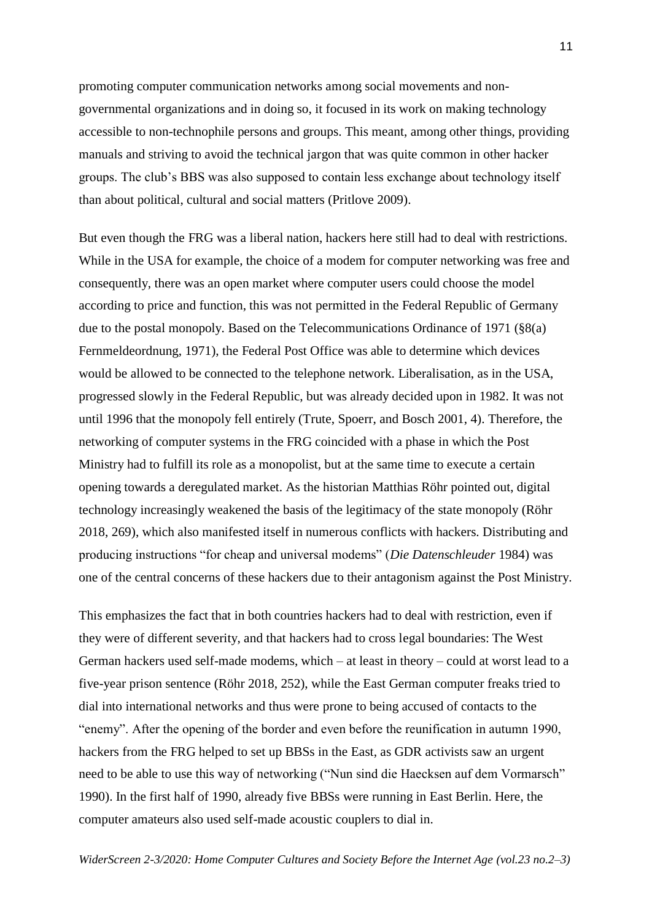promoting computer communication networks among social movements and non-governmental organizations and in doing so, it focused in its work on making technology accessible to non-technophile persons and groups. This meant, among other things, providing manuals and striving to avoid the technical jargon that was quite common in other hacker groups. The club's BBS was also supposed to contain less exchange about technology itself than about political, cultural and social matters (Pritlove 2009).

But even though the FRG was a liberal nation, hackers here still had to deal with restrictions. While in the USA for example, the choice of a modem for computer networking was free and consequently, there was an open market where computer users could choose the model according to price and function, this was not permitted in the Federal Republic of Germany due to the postal monopoly. Based on the Telecommunications Ordinance of 1971 (§8(a) Fernmeldeordnung, 1971), the Federal Post Office was able to determine which devices would be allowed to be connected to the telephone network. Liberalisation, as in the USA, progressed slowly in the Federal Republic, but was already decided upon in 1982. It was not until 1996 that the monopoly fell entirely (Trute, Spoerr, and Bosch 2001, 4). Therefore, the networking of computer systems in the FRG coincided with a phase in which the Post Ministry had to fulfill its role as a monopolist, but at the same time to execute a certain opening towards a deregulated market. As the historian Matthias Röhr pointed out, digital technology increasingly weakened the basis of the legitimacy of the state monopoly (Röhr 2018, 269), which also manifested itself in numerous conflicts with hackers. Distributing and producing instructions "for cheap and universal modems" (*Die Datenschleuder* 1984) was one of the central concerns of these hackers due to their antagonism against the Post Ministry.

This emphasizes the fact that in both countries hackers had to deal with restriction, even if they were of different severity, and that hackers had to cross legal boundaries: The West German hackers used self-made modems, which – at least in theory – could at worst lead to a five-year prison sentence (Röhr 2018, 252), while the East German computer freaks tried to dial into international networks and thus were prone to being accused of contacts to the "enemy". After the opening of the border and even before the reunification in autumn 1990, hackers from the FRG helped to set up BBSs in the East, as GDR activists saw an urgent need to be able to use this way of networking ("Nun sind die Haecksen auf dem Vormarsch" 1990). In the first half of 1990, already five BBSs were running in East Berlin. Here, the computer amateurs also used self-made acoustic couplers to dial in.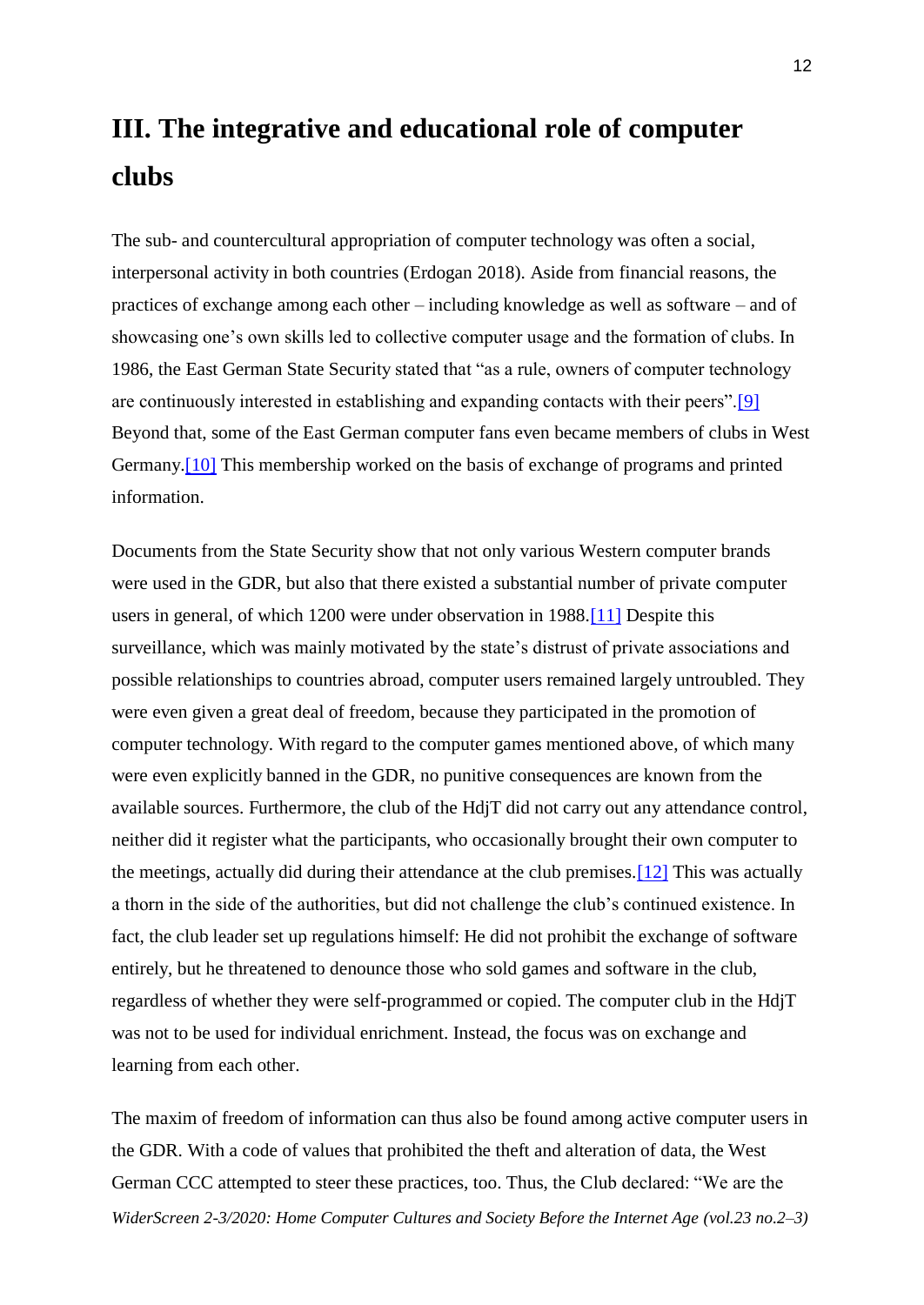# III. The integrative and educational role of computer clubs

The sub- and countercultural appropriation of computer technology was often a social, interpersonal activity in both countries (Erdogan 2018). Aside from financial reasons, the practices of exchange among each other – including knowledge as well as software – and of showcasing one's own skills led to collective computer usage and the formation of clubs. In 1986, the East German State Security stated that "as a rule, owners of computer technology are continuously interested in establishing and expanding contacts with their peers".[9] Beyond that, some of the East German computer fans even became members of clubs in West Germany.[10] This membership worked on the basis of exchange of programs and printed information.

Documents from the State Security show that not only various Western computer brands were used in the GDR, but also that there existed a substantial number of private computer users in general, of which 1200 were under observation in 1988.[11] Despite this surveillance, which was mainly motivated by the state's distrust of private associations and possible relationships to countries abroad, computer users remained largely untroubled. They were even given a great deal of freedom, because they participated in the promotion of computer technology. With regard to the computer games mentioned above, of which many were even explicitly banned in the GDR, no punitive consequences are known from the available sources. Furthermore, the club of the HdjT did not carry out any attendance control, neither did it register what the participants, who occasionally brought their own computer to the meetings, actually did during their attendance at the club premises.[12] This was actually a thorn in the side of the authorities, but did not challenge the club's continued existence. In fact, the club leader set up regulations himself: He did not prohibit the exchange of software entirely, but he threatened to denounce those who sold games and software in the club, regardless of whether they were self-programmed or copied. The computer club in the HdjT was not to be used for individual enrichment. Instead, the focus was on exchange and learning from each other.

The maxim of freedom of information can thus also be found among active computer users in the GDR. With a code of values that prohibited the theft and alteration of data, the West German CCC attempted to steer these practices, too. Thus, the Club declared: "We are the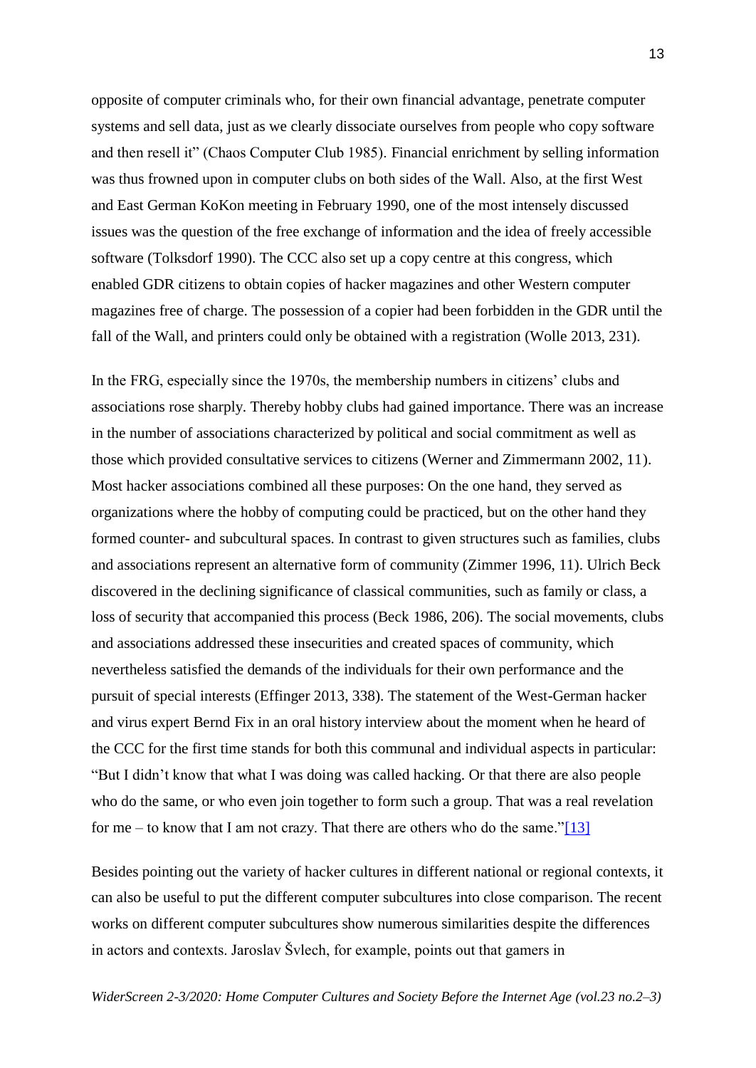opposite of computer criminals who, for their own financial advantage, penetrate computer systems and sell data, just as we clearly dissociate ourselves from people who copy software and then resell it" (Chaos Computer Club 1985). Financial enrichment by selling information was thus frowned upon in computer clubs on both sides of the Wall. Also, at the first West and East German KoKon meeting in February 1990, one of the most intensely discussed issues was the question of the free exchange of information and the idea of freely accessible software (Tolksdorf 1990). The CCC also set up a copy centre at this congress, which enabled GDR citizens to obtain copies of hacker magazines and other Western computer magazines free of charge. The possession of a copier had been forbidden in the GDR until the fall of the Wall, and printers could only be obtained with a registration (Wolle 2013, 231).

In the FRG, especially since the 1970s, the membership numbers in citizens' clubs and associations rose sharply. Thereby hobby clubs had gained importance. There was an increase in the number of associations characterized by political and social commitment as well as those which provided consultative services to citizens (Werner and Zimmermann 2002, 11). Most hacker associations combined all these purposes: On the one hand, they served as organizations where the hobby of computing could be practiced, but on the other hand they formed counter- and subcultural spaces. In contrast to given structures such as families, clubs and associations represent an alternative form of community (Zimmer 1996, 11). Ulrich Beck discovered in the declining significance of classical communities, such as family or class, a loss of security that accompanied this process (Beck 1986, 206). The social movements, clubs and associations addressed these insecurities and created spaces of community, which nevertheless satisfied the demands of the individuals for their own performance and the pursuit of special interests (Effinger 2013, 338). The statement of the West-German hacker and virus expert Bernd Fix in an oral history interview about the moment when he heard of the CCC for the first time stands for both this communal and individual aspects in particular: "But I didn't know that what I was doing was called hacking. Or that there are also people who do the same, or who even join together to form such a group. That was a real revelation for me – to know that I am not crazy. That there are others who do the same."[13]

Besides pointing out the variety of hacker cultures in different national or regional contexts, it can also be useful to put the different computer subcultures into close comparison. The recent works on different computer subcultures show numerous similarities despite the differences in actors and contexts. Jaroslav Švlech, for example, points out that gamers in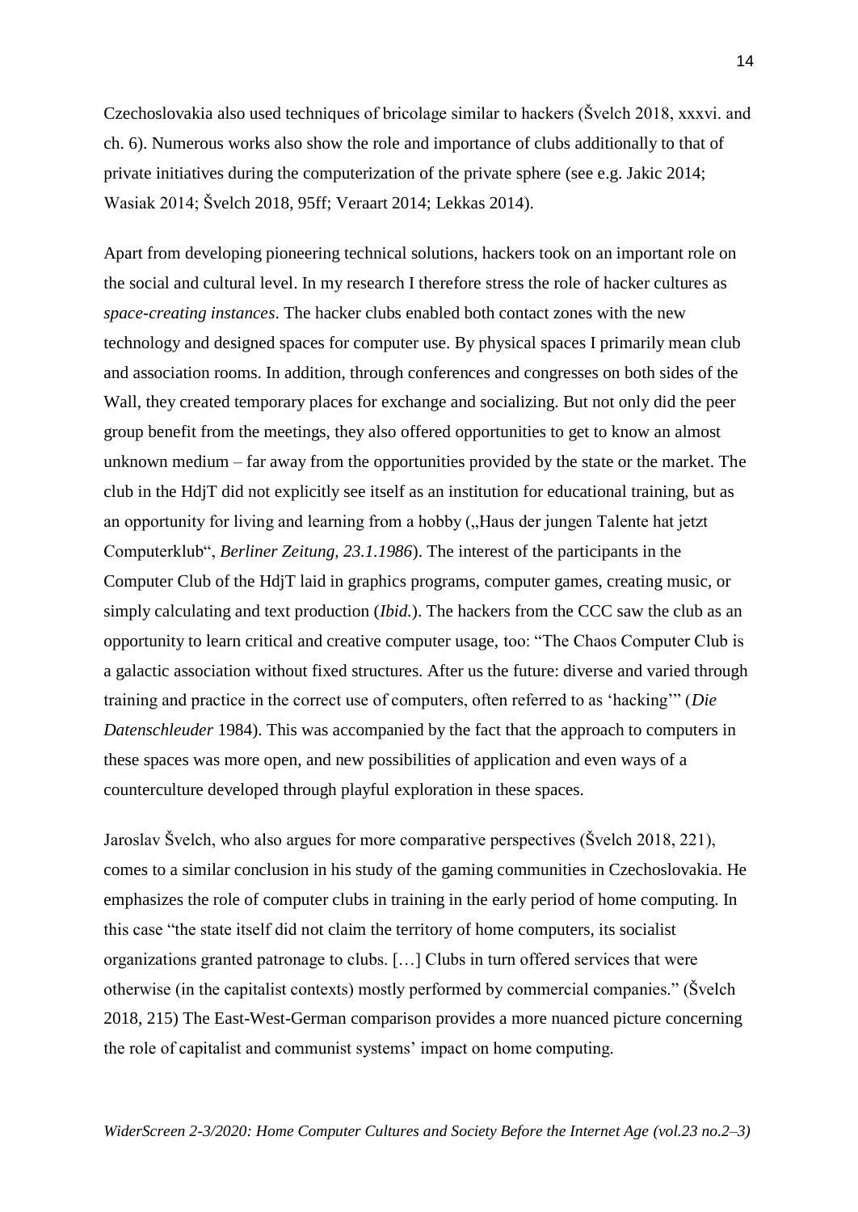Czechoslovakia also used techniques of bricolage similar to hackers (Švelch 2018, xxxvi. and ch. 6). Numerous works also show the role and importance of clubs additionally to that of private initiatives during the computerization of the private sphere (see e.g. Jakic 2014; Wasiak 2014; Švelch 2018, 95ff; Veraart 2014; Lekkas 2014).

Apart from developing pioneering technical solutions, hackers took on an important role on the social and cultural level. In my research I therefore stress the role of hacker cultures as *space-creating instances*. The hacker clubs enabled both contact zones with the new technology and designed spaces for computer use. By physical spaces I primarily mean club and association rooms. In addition, through conferences and congresses on both sides of the Wall, they created temporary places for exchange and socializing. But not only did the peer group benefit from the meetings, they also offered opportunities to get to know an almost unknown medium – far away from the opportunities provided by the state or the market. The club in the HdjT did not explicitly see itself as an institution for educational training, but as an opportunity for living and learning from a hobby („Haus der jungen Talente hat jetzt Computerklub", *Berliner Zeitung, 23.1.1986*). The interest of the participants in the Computer Club of the HdjT laid in graphics programs, computer games, creating music, or simply calculating and text production (*Ibid.*). The hackers from the CCC saw the club as an opportunity to learn critical and creative computer usage, too: "The Chaos Computer Club is a galactic association without fixed structures. After us the future: diverse and varied through training and practice in the correct use of computers, often referred to as 'hacking'" (*Die Datenschleuder* 1984). This was accompanied by the fact that the approach to computers in these spaces was more open, and new possibilities of application and even ways of a counterculture developed through playful exploration in these spaces.

Jaroslav Švelch, who also argues for more comparative perspectives (Švelch 2018, 221), comes to a similar conclusion in his study of the gaming communities in Czechoslovakia. He emphasizes the role of computer clubs in training in the early period of home computing. In this case "the state itself did not claim the territory of home computers, its socialist organizations granted patronage to clubs. […] Clubs in turn offered services that were otherwise (in the capitalist contexts) mostly performed by commercial companies." (Švelch 2018, 215) The East-West-German comparison provides a more nuanced picture concerning the role of capitalist and communist systems' impact on home computing.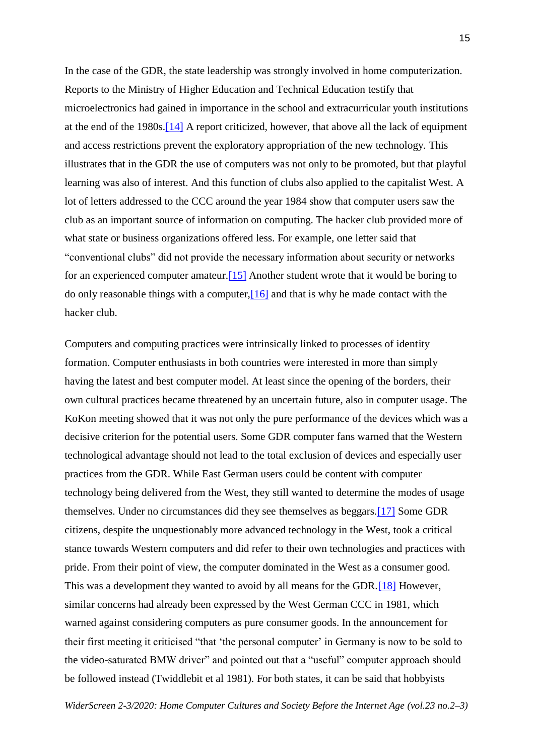In the case of the GDR, the state leadership was strongly involved in home computerization. Reports to the Ministry of Higher Education and Technical Education testify that microelectronics had gained in importance in the school and extracurricular youth institutions at the end of the 1980s.[14] A report criticized, however, that above all the lack of equipment and access restrictions prevent the exploratory appropriation of the new technology. This illustrates that in the GDR the use of computers was not only to be promoted, but that playful learning was also of interest. And this function of clubs also applied to the capitalist West. A lot of letters addressed to the CCC around the year 1984 show that computer users saw the club as an important source of information on computing. The hacker club provided more of what state or business organizations offered less. For example, one letter said that "conventional clubs" did not provide the necessary information about security or networks for an experienced computer amateur.[15] Another student wrote that it would be boring to do only reasonable things with a computer,[16] and that is why he made contact with the hacker club.

Computers and computing practices were intrinsically linked to processes of identity formation. Computer enthusiasts in both countries were interested in more than simply having the latest and best computer model. At least since the opening of the borders, their own cultural practices became threatened by an uncertain future, also in computer usage. The KoKon meeting showed that it was not only the pure performance of the devices which was a decisive criterion for the potential users. Some GDR computer fans warned that the Western technological advantage should not lead to the total exclusion of devices and especially user practices from the GDR. While East German users could be content with computer technology being delivered from the West, they still wanted to determine the modes of usage themselves. Under no circumstances did they see themselves as beggars.[17] Some GDR citizens, despite the unquestionably more advanced technology in the West, took a critical stance towards Western computers and did refer to their own technologies and practices with pride. From their point of view, the computer dominated in the West as a consumer good. This was a development they wanted to avoid by all means for the GDR.[18] However, similar concerns had already been expressed by the West German CCC in 1981, which warned against considering computers as pure consumer goods. In the announcement for their first meeting it criticised "that 'the personal computer' in Germany is now to be sold to the video-saturated BMW driver" and pointed out that a "useful" computer approach should be followed instead (Twiddlebit et al 1981). For both states, it can be said that hobbyists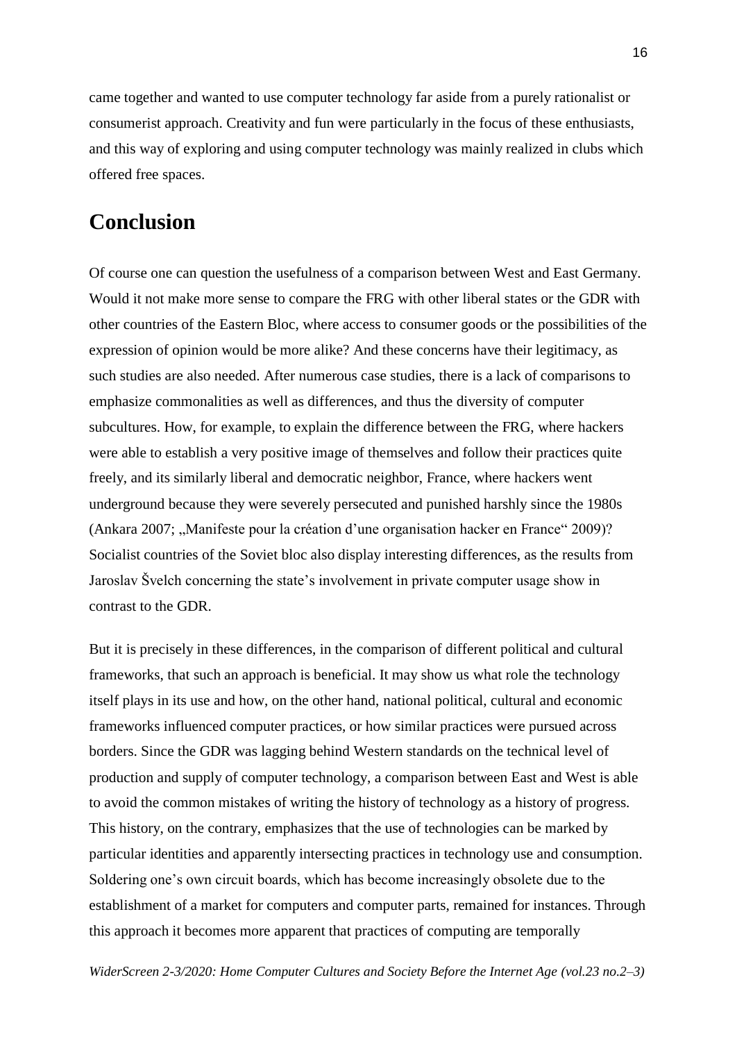came together and wanted to use computer technology far aside from a purely rationalist or consumerist approach. Creativity and fun were particularly in the focus of these enthusiasts, and this way of exploring and using computer technology was mainly realized in clubs which offered free spaces.

## Conclusion

Of course one can question the usefulness of a comparison between West and East Germany. Would it not make more sense to compare the FRG with other liberal states or the GDR with other countries of the Eastern Bloc, where access to consumer goods or the possibilities of the expression of opinion would be more alike? And these concerns have their legitimacy, as such studies are also needed. After numerous case studies, there is a lack of comparisons to emphasize commonalities as well as differences, and thus the diversity of computer subcultures. How, for example, to explain the difference between the FRG, where hackers were able to establish a very positive image of themselves and follow their practices quite freely, and its similarly liberal and democratic neighbor, France, where hackers went underground because they were severely persecuted and punished harshly since the 1980s (Ankara 2007; „Manifeste pour la création d'une organisation hacker en France" 2009)? Socialist countries of the Soviet bloc also display interesting differences, as the results from Jaroslav Švelch concerning the state's involvement in private computer usage show in contrast to the GDR.

But it is precisely in these differences, in the comparison of different political and cultural frameworks, that such an approach is beneficial. It may show us what role the technology itself plays in its use and how, on the other hand, national political, cultural and economic frameworks influenced computer practices, or how similar practices were pursued across borders. Since the GDR was lagging behind Western standards on the technical level of production and supply of computer technology, a comparison between East and West is able to avoid the common mistakes of writing the history of technology as a history of progress. This history, on the contrary, emphasizes that the use of technologies can be marked by particular identities and apparently intersecting practices in technology use and consumption. Soldering one's own circuit boards, which has become increasingly obsolete due to the establishment of a market for computers and computer parts, remained for instances. Through this approach it becomes more apparent that practices of computing are temporally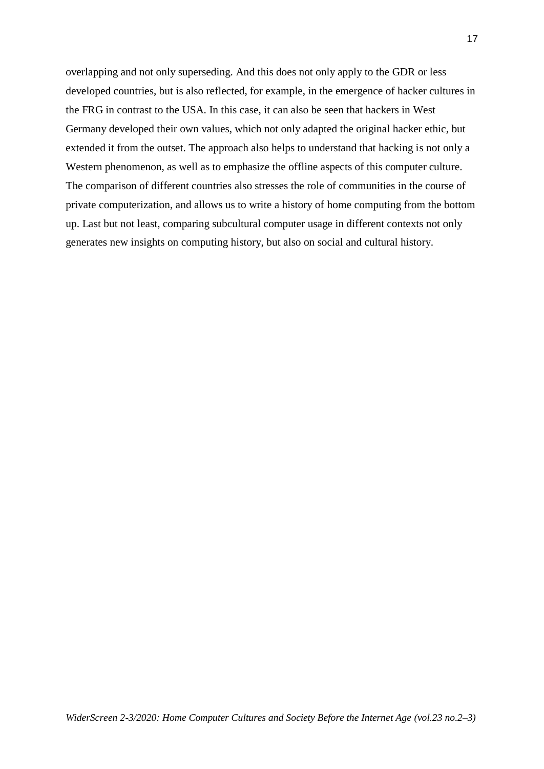overlapping and not only superseding. And this does not only apply to the GDR or less developed countries, but is also reflected, for example, in the emergence of hacker cultures in the FRG in contrast to the USA. In this case, it can also be seen that hackers in West Germany developed their own values, which not only adapted the original hacker ethic, but extended it from the outset. The approach also helps to understand that hacking is not only a Western phenomenon, as well as to emphasize the offline aspects of this computer culture. The comparison of different countries also stresses the role of communities in the course of private computerization, and allows us to write a history of home computing from the bottom up. Last but not least, comparing subcultural computer usage in different contexts not only generates new insights on computing history, but also on social and cultural history.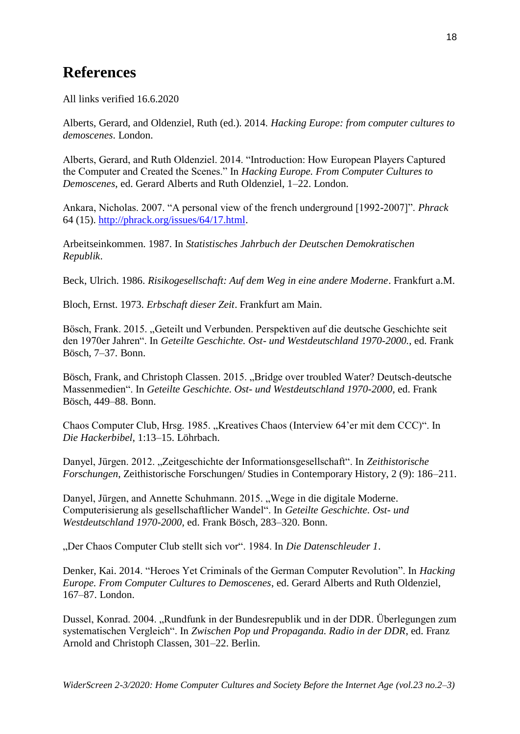# References

All links verified 16.6.2020

Alberts, Gerard, and Oldenziel, Ruth (ed.). 2014. *Hacking Europe: from computer cultures to demoscenes*. London.

Alberts, Gerard, and Ruth Oldenziel. 2014. "Introduction: How European Players Captured the Computer and Created the Scenes." In *Hacking Europe. From Computer Cultures to Demoscenes*, ed. Gerard Alberts and Ruth Oldenziel, 1–22. London.

Ankara, Nicholas. 2007. "A personal view of the french underground [1992-2007]". *Phrack* 64 (15). http://phrack.org/issues/64/17.html.

Arbeitseinkommen. 1987. In *Statistisches Jahrbuch der Deutschen Demokratischen Republik*.

Beck, Ulrich. 1986. *Risikogesellschaft: Auf dem Weg in eine andere Moderne*. Frankfurt a.M.

Bloch, Ernst. 1973. *Erbschaft dieser Zeit*. Frankfurt am Main.

Bösch, Frank. 2015. „Geteilt und Verbunden. Perspektiven auf die deutsche Geschichte seit den 1970er Jahren". In *Geteilte Geschichte. Ost- und Westdeutschland 1970-2000.*, ed. Frank Bösch, 7–37. Bonn.

Bösch, Frank, and Christoph Classen. 2015. „Bridge over troubled Water? Deutsch-deutsche Massenmedien". In *Geteilte Geschichte. Ost- und Westdeutschland 1970-2000*, ed. Frank Bösch, 449–88. Bonn.

Chaos Computer Club, Hrsg. 1985. „Kreatives Chaos (Interview 64'er mit dem CCC)". In *Die Hackerbibel*, 1:13–15. Löhrbach.

Danyel, Jürgen. 2012. „Zeitgeschichte der Informationsgesellschaft". In *Zeithistorische Forschungen*, Zeithistorische Forschungen/ Studies in Contemporary History, 2 (9): 186–211.

Danyel, Jürgen, and Annette Schuhmann. 2015. „Wege in die digitale Moderne. Computerisierung als gesellschaftlicher Wandel". In *Geteilte Geschichte. Ost- und Westdeutschland 1970-2000*, ed. Frank Bösch, 283–320. Bonn.

„Der Chaos Computer Club stellt sich vor". 1984. In *Die Datenschleuder 1*.

Denker, Kai. 2014. "Heroes Yet Criminals of the German Computer Revolution". In *Hacking Europe. From Computer Cultures to Demoscenes*, ed. Gerard Alberts and Ruth Oldenziel, 167–87. London.

Dussel, Konrad. 2004. „Rundfunk in der Bundesrepublik und in der DDR. Überlegungen zum systematischen Vergleich". In *Zwischen Pop und Propaganda. Radio in der DDR*, ed. Franz Arnold and Christoph Classen, 301–22. Berlin.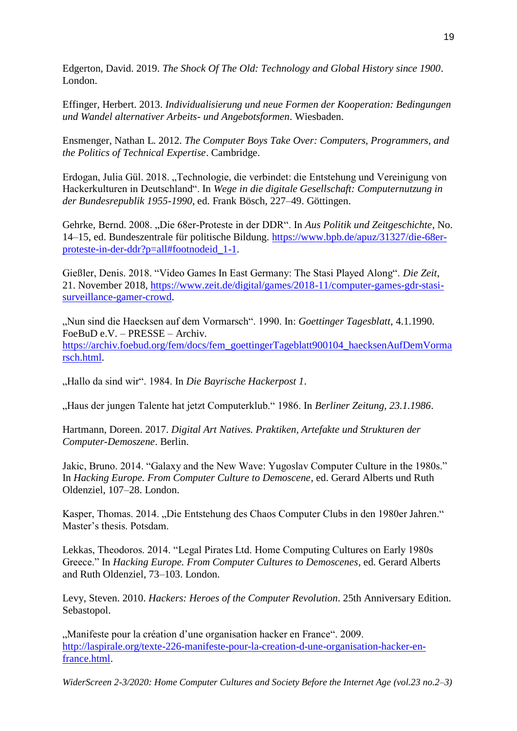Edgerton, David. 2019. *The Shock Of The Old: Technology and Global History since 1900*. London.

Effinger, Herbert. 2013. *Individualisierung und neue Formen der Kooperation: Bedingungen und Wandel alternativer Arbeits- und Angebotsformen*. Wiesbaden.

Ensmenger, Nathan L. 2012. *The Computer Boys Take Over: Computers, Programmers, and the Politics of Technical Expertise*. Cambridge.

Erdogan, Julia Gül. 2018. „Technologie, die verbindet: die Entstehung und Vereinigung von Hackerkulturen in Deutschland". In *Wege in die digitale Gesellschaft: Computernutzung in der Bundesrepublik 1955-1990*, ed. Frank Bösch, 227–49. Göttingen.

Gehrke, Bernd. 2008. „Die 68er-Proteste in der DDR". In *Aus Politik und Zeitgeschichte*, No. 14–15, ed. Bundeszentrale für politische Bildung. https://www.bpb.de/apuz/31327/die-68er-proteste-in-der-ddr?p=all#footnodeid_1-1.

Gießler, Denis. 2018. "Video Games In East Germany: The Stasi Played Along". *Die Zeit*, 21. November 2018, https://www.zeit.de/digital/games/2018-11/computer-games-gdr-stasi-surveillance-gamer-crowd.

„Nun sind die Haecksen auf dem Vormarsch". 1990. In: *Goettinger Tagesblatt*, 4.1.1990. FoeBuD e.V. – PRESSE – Archiv. https://archiv.foebud.org/fem/docs/fem_goettingerTageblatt900104_haecksenAufDemVormarsch.html.

„Hallo da sind wir". 1984. In *Die Bayrische Hackerpost 1*.

„Haus der jungen Talente hat jetzt Computerklub." 1986. In *Berliner Zeitung, 23.1.1986*.

Hartmann, Doreen. 2017. *Digital Art Natives. Praktiken, Artefakte und Strukturen der Computer-Demoszene*. Berlin.

Jakic, Bruno. 2014. "Galaxy and the New Wave: Yugoslav Computer Culture in the 1980s." In *Hacking Europe. From Computer Culture to Demoscene*, ed. Gerard Alberts und Ruth Oldenziel, 107–28. London.

Kasper, Thomas. 2014. „Die Entstehung des Chaos Computer Clubs in den 1980er Jahren." Master's thesis. Potsdam.

Lekkas, Theodoros. 2014. "Legal Pirates Ltd. Home Computing Cultures on Early 1980s Greece." In *Hacking Europe. From Computer Cultures to Demoscenes*, ed. Gerard Alberts and Ruth Oldenziel, 73–103. London.

Levy, Steven. 2010. *Hackers: Heroes of the Computer Revolution*. 25th Anniversary Edition. Sebastopol.

„Manifeste pour la création d'une organisation hacker en France". 2009. http://laspirale.org/texte-226-manifeste-pour-la-creation-d-une-organisation-hacker-en-france.html.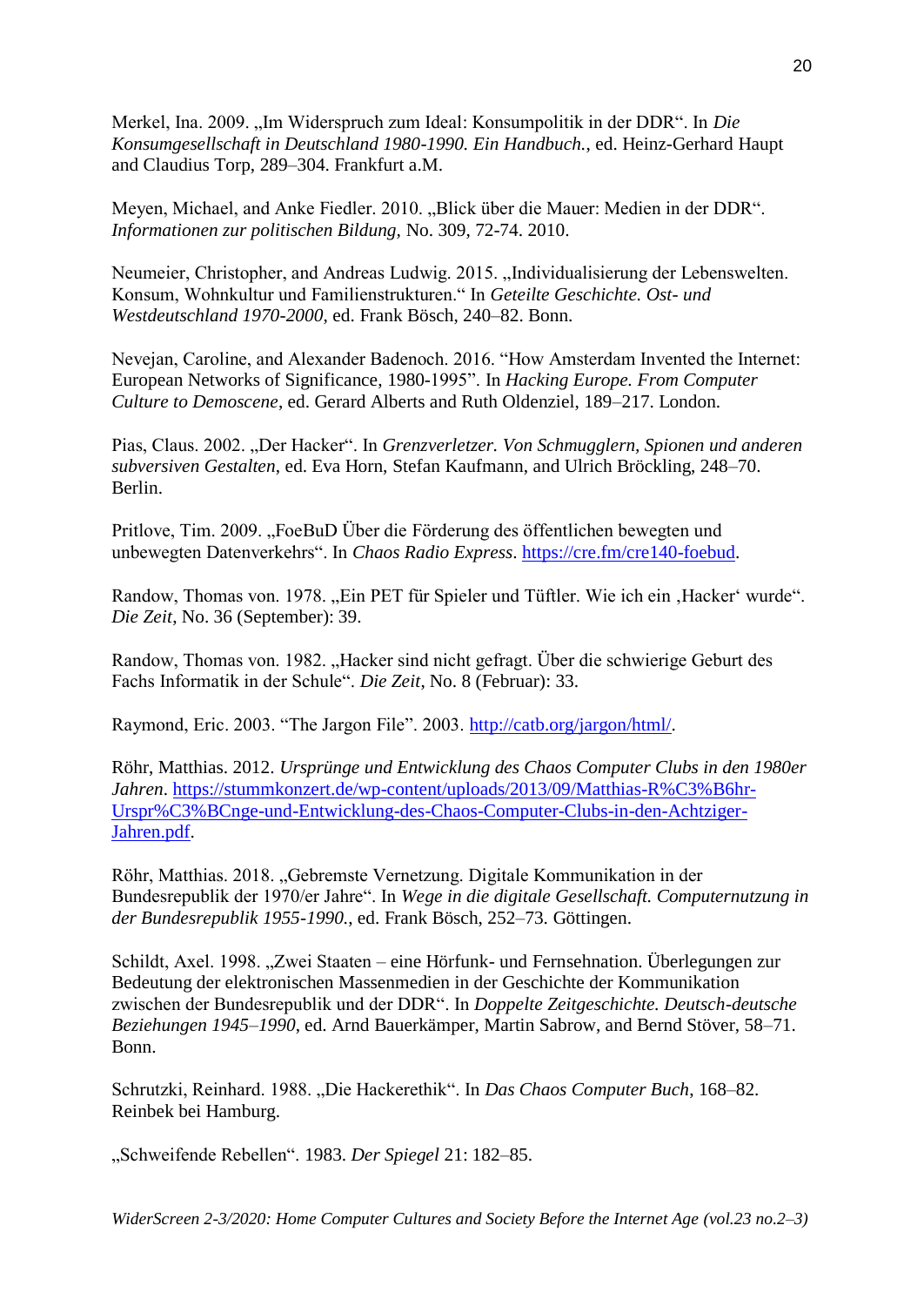Merkel, Ina. 2009. „Im Widerspruch zum Ideal: Konsumpolitik in der DDR“. In *Die Konsumgesellschaft in Deutschland 1980-1990. Ein Handbuch.*, ed. Heinz-Gerhard Haupt and Claudius Torp, 289–304. Frankfurt a.M.

Meyen, Michael, and Anke Fiedler. 2010. „Blick über die Mauer: Medien in der DDR“. *Informationen zur politischen Bildung*, No. 309, 72-74. 2010.

Neumeier, Christopher, and Andreas Ludwig. 2015. „Individualisierung der Lebenswelten. Konsum, Wohnkultur und Familienstrukturen.“ In *Geteilte Geschichte. Ost- und Westdeutschland 1970-2000*, ed. Frank Bösch, 240–82. Bonn.

Nevejan, Caroline, and Alexander Badenoch. 2016. “How Amsterdam Invented the Internet: European Networks of Significance, 1980-1995”. In *Hacking Europe. From Computer Culture to Demoscene*, ed. Gerard Alberts and Ruth Oldenziel, 189–217. London.

Pias, Claus. 2002. „Der Hacker“. In *Grenzverletzer. Von Schmugglern, Spionen und anderen subversiven Gestalten*, ed. Eva Horn, Stefan Kaufmann, and Ulrich Bröckling, 248–70. Berlin.

Pritlove, Tim. 2009. „FoeBuD Über die Förderung des öffentlichen bewegten und unbewegten Datenverkehrs“. In *Chaos Radio Express*. https://cre.fm/cre140-foebud.

Randow, Thomas von. 1978. „Ein PET für Spieler und Tüftler. Wie ich ein ‚Hacker‘ wurde“. *Die Zeit*, No. 36 (September): 39.

Randow, Thomas von. 1982. „Hacker sind nicht gefragt. Über die schwierige Geburt des Fachs Informatik in der Schule“. *Die Zeit*, No. 8 (Februar): 33.

Raymond, Eric. 2003. “The Jargon File”. 2003. http://catb.org/jargon/html/.

Röhr, Matthias. 2012. *Ursprünge und Entwicklung des Chaos Computer Clubs in den 1980er Jahren*. https://stummkonzert.de/wp-content/uploads/2013/09/Matthias-R%C3%B6hr-Urspr%C3%BCnge-und-Entwicklung-des-Chaos-Computer-Clubs-in-den-Achtziger-Jahren.pdf.

Röhr, Matthias. 2018. „Gebremste Vernetzung. Digitale Kommunikation in der Bundesrepublik der 1970/er Jahre“. In *Wege in die digitale Gesellschaft. Computernutzung in der Bundesrepublik 1955-1990.*, ed. Frank Bösch, 252–73. Göttingen.

Schildt, Axel. 1998. „Zwei Staaten – eine Hörfunk- und Fernsehnation. Überlegungen zur Bedeutung der elektronischen Massenmedien in der Geschichte der Kommunikation zwischen der Bundesrepublik und der DDR“. In *Doppelte Zeitgeschichte. Deutsch-deutsche Beziehungen 1945–1990*, ed. Arnd Bauerkämper, Martin Sabrow, and Bernd Stöver, 58–71. Bonn.

Schrutzki, Reinhard. 1988. „Die Hackerethik“. In *Das Chaos Computer Buch*, 168–82. Reinbek bei Hamburg.

„Schweifende Rebellen“. 1983. *Der Spiegel* 21: 182–85.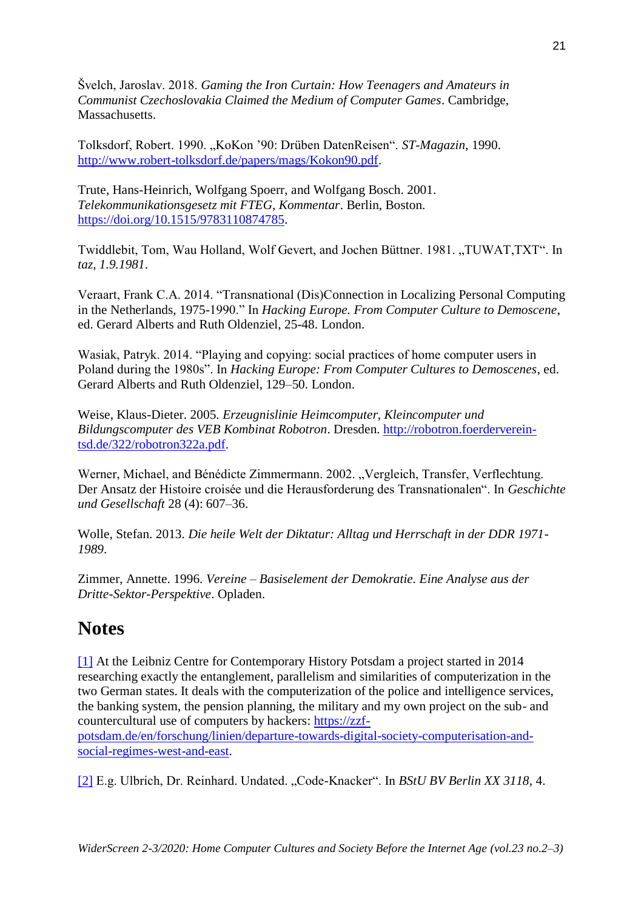Švelch, Jaroslav. 2018. *Gaming the Iron Curtain: How Teenagers and Amateurs in Communist Czechoslovakia Claimed the Medium of Computer Games*. Cambridge, Massachusetts.

Tolksdorf, Robert. 1990. „KoKon '90: Drüben DatenReisen". *ST-Magazin*, 1990. http://www.robert-tolksdorf.de/papers/mags/Kokon90.pdf.

Trute, Hans-Heinrich, Wolfgang Spoerr, and Wolfgang Bosch. 2001. *Telekommunikationsgesetz mit FTEG, Kommentar*. Berlin, Boston. https://doi.org/10.1515/9783110874785.

Twiddlebit, Tom, Wau Holland, Wolf Gevert, and Jochen Büttner. 1981. „TUWAT,TXT". In *taz, 1.9.1981*.

Veraart, Frank C.A. 2014. "Transnational (Dis)Connection in Localizing Personal Computing in the Netherlands, 1975-1990." In *Hacking Europe. From Computer Culture to Demoscene*, ed. Gerard Alberts and Ruth Oldenziel, 25-48. London.

Wasiak, Patryk. 2014. "Playing and copying: social practices of home computer users in Poland during the 1980s". In *Hacking Europe: From Computer Cultures to Demoscenes*, ed. Gerard Alberts and Ruth Oldenziel, 129–50. London.

Weise, Klaus-Dieter. 2005. *Erzeugnislinie Heimcomputer, Kleincomputer und Bildungscomputer des VEB Kombinat Robotron*. Dresden. http://robotron.foerderverein-tsd.de/322/robotron322a.pdf.

Werner, Michael, and Bénédicte Zimmermann. 2002. „Vergleich, Transfer, Verflechtung. Der Ansatz der Histoire croisée und die Herausforderung des Transnationalen". In *Geschichte und Gesellschaft* 28 (4): 607–36.

Wolle, Stefan. 2013. *Die heile Welt der Diktatur: Alltag und Herrschaft in der DDR 1971-1989*.

Zimmer, Annette. 1996. *Vereine – Basiselement der Demokratie. Eine Analyse aus der Dritte-Sektor-Perspektive*. Opladen.

# Notes

[1] At the Leibniz Centre for Contemporary History Potsdam a project started in 2014 researching exactly the entanglement, parallelism and similarities of computerization in the two German states. It deals with the computerization of the police and intelligence services, the banking system, the pension planning, the military and my own project on the sub- and countercultural use of computers by hackers: https://zzf-potsdam.de/en/forschung/linien/departure-towards-digital-society-computerisation-and-social-regimes-west-and-east.

[2] E.g. Ulbrich, Dr. Reinhard. Undated. „Code-Knacker". In *BStU BV Berlin XX 3118*, 4.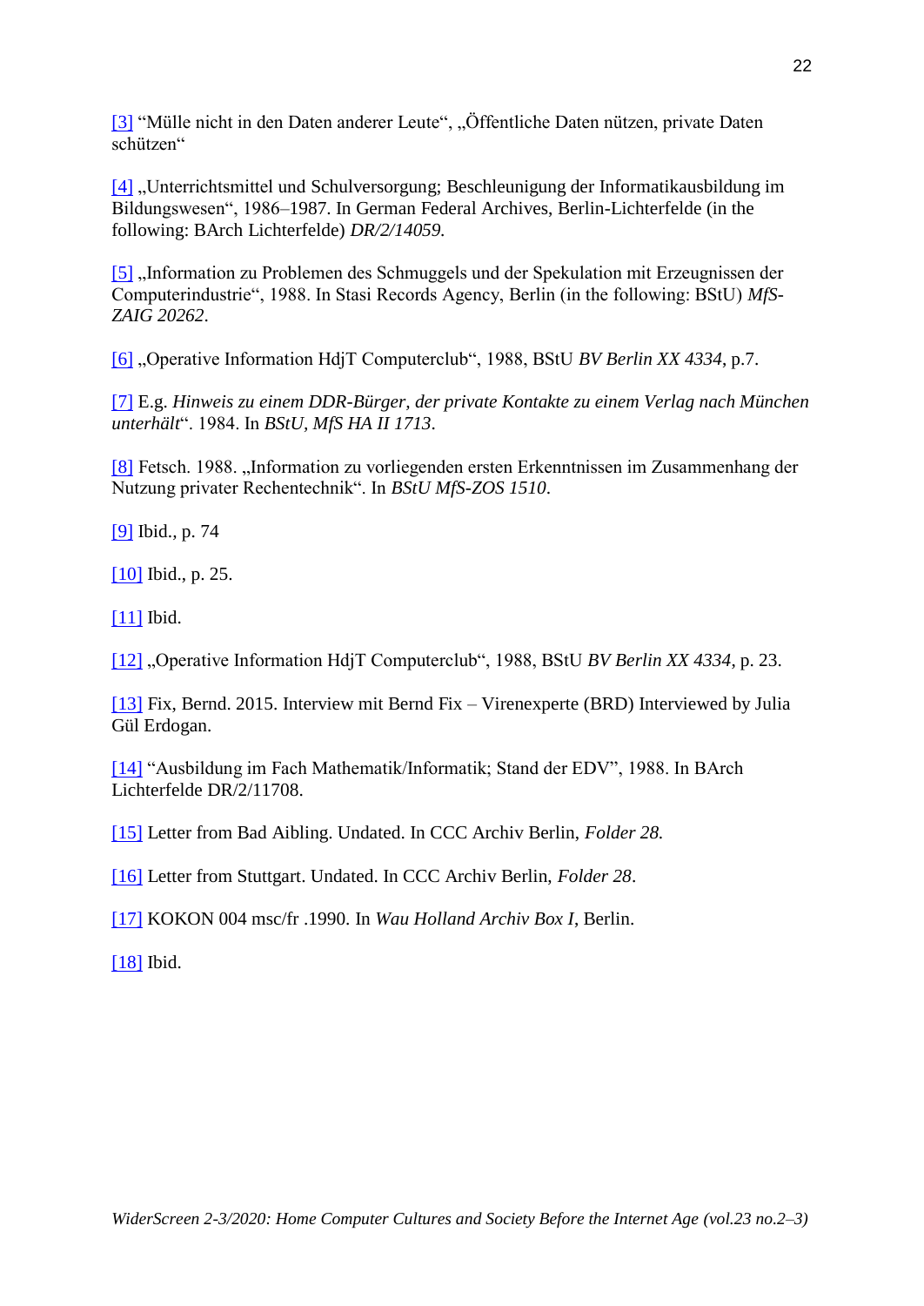[3] "Mülle nicht in den Daten anderer Leute", „Öffentliche Daten nützen, private Daten schützen"

[4] „Unterrichtsmittel und Schulversorgung; Beschleunigung der Informatikausbildung im Bildungswesen", 1986–1987. In German Federal Archives, Berlin-Lichterfelde (in the following: BArch Lichterfelde) *DR/2/14059.*

[5] „Information zu Problemen des Schmuggels und der Spekulation mit Erzeugnissen der Computerindustrie", 1988. In Stasi Records Agency, Berlin (in the following: BStU) *MfS-ZAIG 20262*.

[6] „Operative Information HdjT Computerclub", 1988, BStU *BV Berlin XX 4334*, p.7.

[7] E.g. *Hinweis zu einem DDR-Bürger, der private Kontakte zu einem Verlag nach München unterhält*". 1984. In *BStU, MfS HA II 1713*.

[8] Fetsch. 1988. „Information zu vorliegenden ersten Erkenntnissen im Zusammenhang der Nutzung privater Rechentechnik". In *BStU MfS-ZOS 1510*.

[9] Ibid., p. 74

[10] Ibid., p. 25.

[11] Ibid.

[12] „Operative Information HdjT Computerclub", 1988, BStU *BV Berlin XX 4334*, p. 23.

[13] Fix, Bernd. 2015. Interview mit Bernd Fix – Virenexperte (BRD) Interviewed by Julia Gül Erdogan.

[14] "Ausbildung im Fach Mathematik/Informatik; Stand der EDV", 1988. In BArch Lichterfelde DR/2/11708.

[15] Letter from Bad Aibling. Undated. In CCC Archiv Berlin, *Folder 28.*

[16] Letter from Stuttgart. Undated. In CCC Archiv Berlin, *Folder 28*.

[17] KOKON 004 msc/fr .1990. In *Wau Holland Archiv Box I*, Berlin.

[18] Ibid.